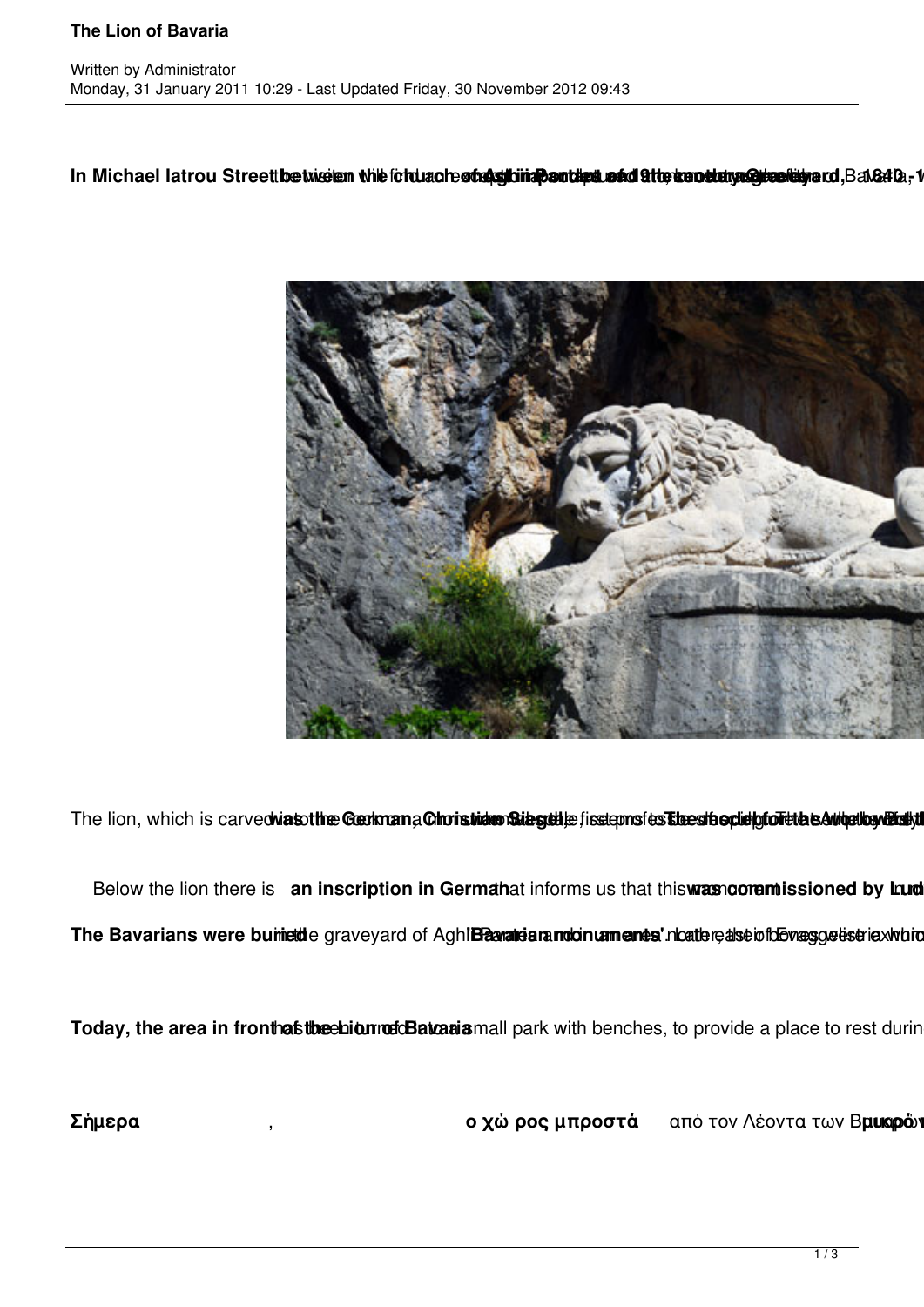**In Michael Iatrou Street between the church of Aghii Pantes and the cemetery** the visitor will find ... 19th century ... Bavaria, 1840-1

The lion, which is carved ... was the German, Christian Siegel ... the sculptor ...

Below the lion there is **an inscription in German** that informs us that this **was commissioned by Lud**

**The Bavarians were buried** in the graveyard of Aghi ... **'Bavarian monuments'** ... Evaggelistria ...

**Today, the area in front of the Lion of Bavaria** has been turned into a small park with benches, to provide a place to rest durin

**Σήμερα** , **ο χώ ρος μπροστά** από τον Λέοντα των Β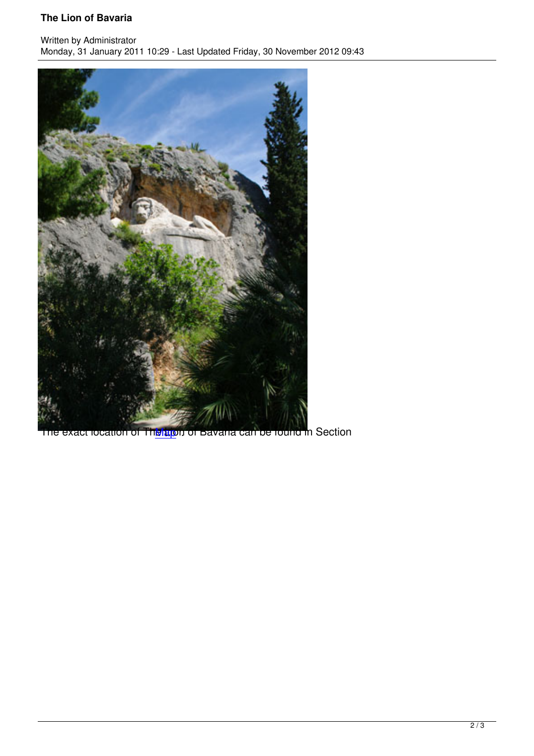The exact location of The Lion of Bavaria can be found in Section [Map](#)